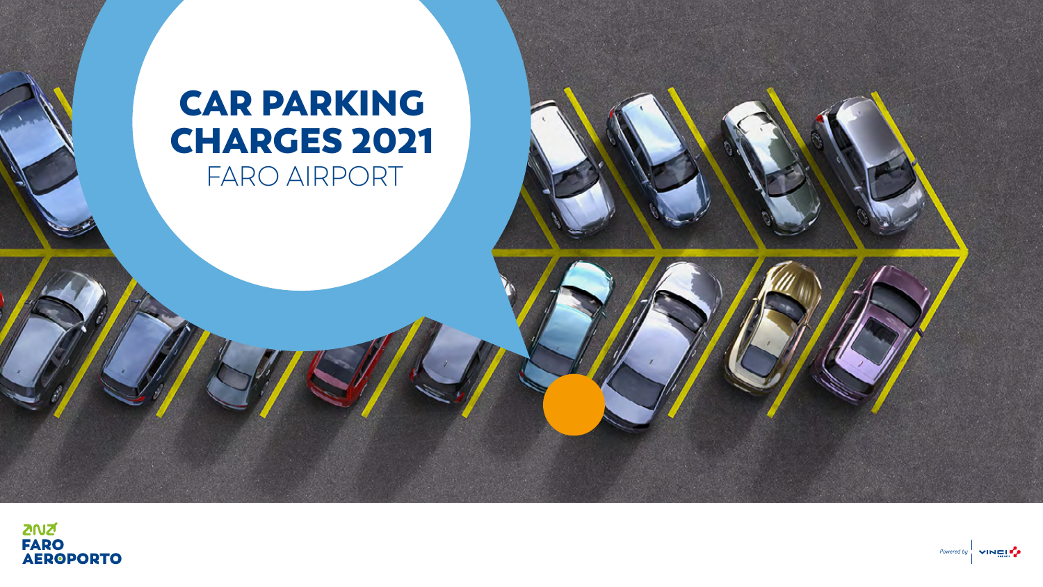# CAR PARKING CHARGES 2021

FARO AIRPORT

ana

FARO AEROPORTO

Powered by VINCI AIRPORTS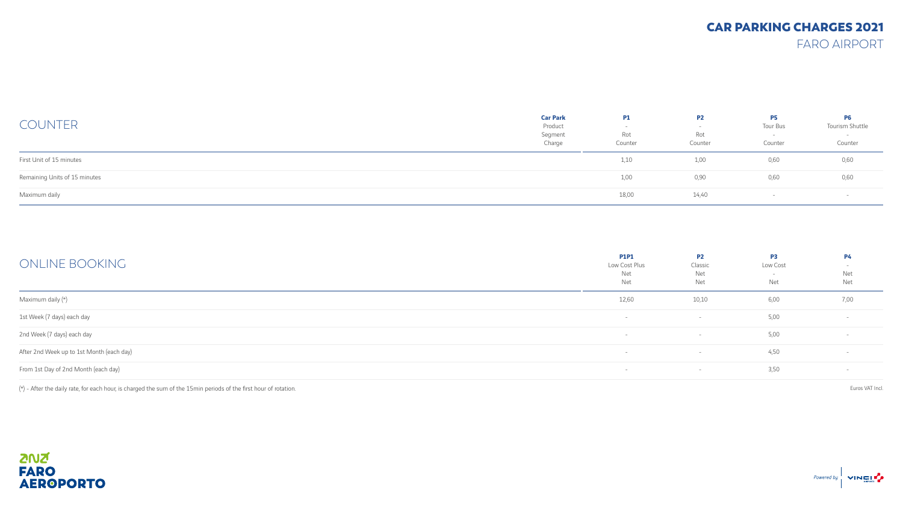# CAR PARKING CHARGES 2021

## FARO AIRPORT

## COUNTER

| Car Park<br>Product<br>Segment<br>Charge | P1<br>-<br>Rot<br>Counter | P2<br>-<br>Rot<br>Counter | P5<br>Tour Bus<br>-<br>Counter | P6<br>Tourism Shuttle<br>-<br>Counter |
|---|---|---|---|---|
| First Unit of 15 minutes | 1,10 | 1,00 | 0,60 | 0,60 |
| Remaining Units of 15 minutes | 1,00 | 0,90 | 0,60 | 0,60 |
| Maximum daily | 18,00 | 14,40 | - | - |

## ONLINE BOOKING

| | P1P1<br>Low Cost Plus<br>Net<br>Net | P2<br>Classic<br>Net<br>Net | P3<br>Low Cost<br>-<br>Net | P4<br>-<br>Net<br>Net |
|---|---|---|---|---|
| Maximum daily (*) | 12,60 | 10,10 | 6,00 | 7,00 |
| 1st Week (7 days) each day | - | - | 5,00 | - |
| 2nd Week (7 days) each day | - | - | 5,00 | - |
| After 2nd Week up to 1st Month (each day) | - | - | 4,50 | - |
| From 1st Day of 2nd Month (each day) | - | - | 3,50 | - |

(*) - After the daily rate, for each hour, is charged the sum of the 15min periods of the first hour of rotation.

Euros VAT Incl.

ANA FARO AEROPORTO

Powered by VINCI AIRPORTS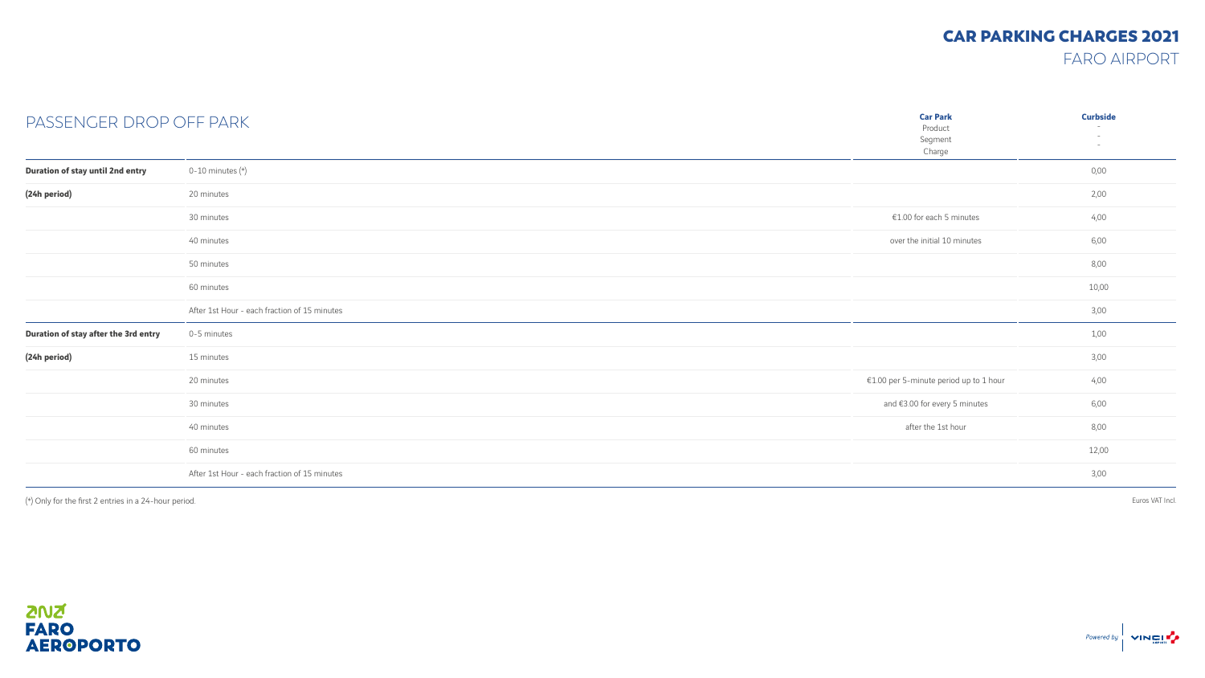# CAR PARKING CHARGES 2021

FARO AIRPORT

## PASSENGER DROP OFF PARK

| | | Car Park<br>Product<br>Segment<br>Charge | Curbside<br>-<br>-<br>- |
|---|---|---|---|
| **Duration of stay until 2nd entry** | 0-10 minutes (*) | | 0,00 |
| **(24h period)** | 20 minutes | | 2,00 |
| | 30 minutes | €1.00 for each 5 minutes | 4,00 |
| | 40 minutes | over the initial 10 minutes | 6,00 |
| | 50 minutes | | 8,00 |
| | 60 minutes | | 10,00 |
| | After 1st Hour - each fraction of 15 minutes | | 3,00 |
| **Duration of stay after the 3rd entry** | 0-5 minutes | | 1,00 |
| **(24h period)** | 15 minutes | | 3,00 |
| | 20 minutes | €1.00 per 5-minute period up to 1 hour | 4,00 |
| | 30 minutes | and €3.00 for every 5 minutes | 6,00 |
| | 40 minutes | after the 1st hour | 8,00 |
| | 60 minutes | | 12,00 |
| | After 1st Hour - each fraction of 15 minutes | | 3,00 |

(*) Only for the first 2 entries in a 24-hour period.

Euros VAT Incl.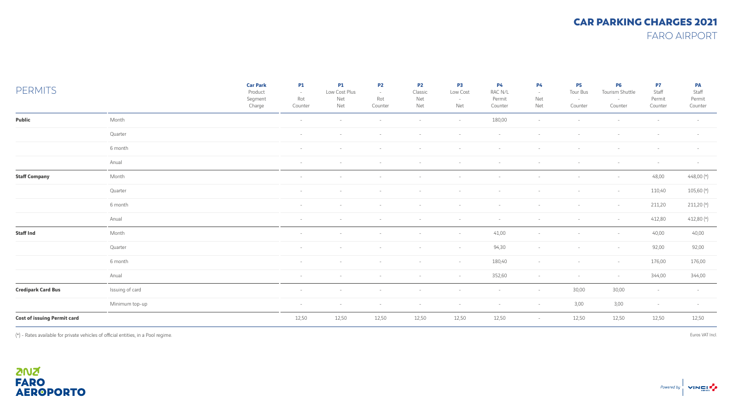# CAR PARKING CHARGES 2021

FARO AIRPORT

## PERMITS

| | Car Park<br>Product<br>Segment<br>Charge | P1<br>-<br>Rot<br>Counter | P1<br>Low Cost Plus<br>Net<br>Net | P2<br>-<br>Rot<br>Counter | P2<br>Classic<br>Net<br>Net | P3<br>Low Cost<br>-<br>Net | P4<br>RAC N/L<br>Permit<br>Counter | P4<br>-<br>Net<br>Net | P5<br>Tour Bus<br>-<br>Counter | P6<br>Tourism Shuttle<br>-<br>Counter | P7<br>Staff<br>Permit<br>Counter | PA<br>Staff<br>Permit<br>Counter |
|---|---|---|---|---|---|---|---|---|---|---|---|---|
| **Public** | Month | - | - | - | - | - | 180,00 | - | - | - | - | - |
| | Quarter | - | - | - | - | - | - | - | - | - | - | - |
| | 6 month | - | - | - | - | - | - | - | - | - | - | - |
| | Anual | - | - | - | - | - | - | - | - | - | - | - |
| **Staff Company** | Month | - | - | - | - | - | - | - | - | - | 48,00 | 448,00 (*) |
| | Quarter | - | - | - | - | - | - | - | - | - | 110,40 | 105,60 (*) |
| | 6 month | - | - | - | - | - | - | - | - | - | 211,20 | 211,20 (*) |
| | Anual | - | - | - | - | - | - | - | - | - | 412,80 | 412,80 (*) |
| **Staff Ind** | Month | - | - | - | - | - | 41,00 | - | - | - | 40,00 | 40,00 |
| | Quarter | - | - | - | - | - | 94,30 | - | - | - | 92,00 | 92,00 |
| | 6 month | - | - | - | - | - | 180,40 | - | - | - | 176,00 | 176,00 |
| | Anual | - | - | - | - | - | 352,60 | - | - | - | 344,00 | 344,00 |
| **Credipark Card Bus** | Issuing of card | - | - | - | - | - | - | - | 30,00 | 30,00 | - | - |
| | Minimum top-up | - | - | - | - | - | - | - | 3,00 | 3,00 | - | - |
| **Cost of issuing Permit card** | | 12,50 | 12,50 | 12,50 | 12,50 | 12,50 | 12,50 | - | 12,50 | 12,50 | 12,50 | 12,50 |

(*) - Rates available for private vehicles of official entities, in a Pool regime.

Euros VAT Incl.

ANA FARO AEROPORTO

Powered by VINCI AIRPORTS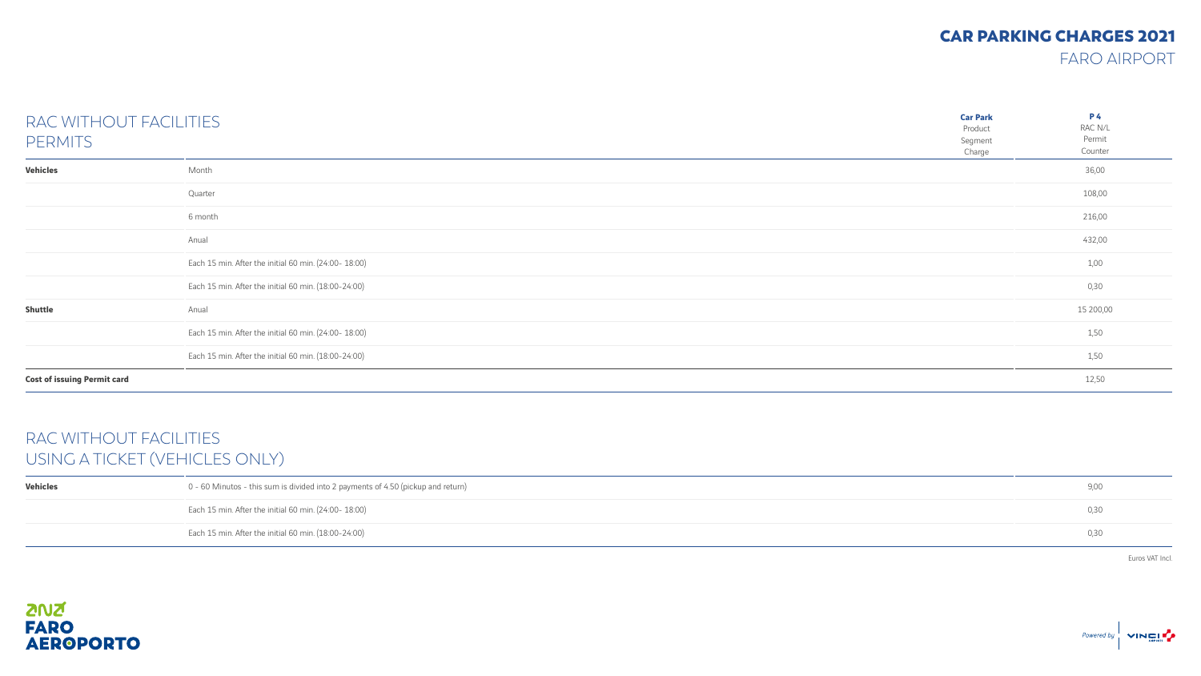# CAR PARKING CHARGES 2021

FARO AIRPORT

## RAC WITHOUT FACILITIES PERMITS

| Car Park / Product / Segment / Charge | | P 4 RAC N/L Permit Counter |
|---|---|---|
| **Vehicles** | Month | 36,00 |
| | Quarter | 108,00 |
| | 6 month | 216,00 |
| | Anual | 432,00 |
| | Each 15 min. After the initial 60 min. (24:00- 18:00) | 1,00 |
| | Each 15 min. After the initial 60 min. (18:00-24:00) | 0,30 |
| **Shuttle** | Anual | 15 200,00 |
| | Each 15 min. After the initial 60 min. (24:00- 18:00) | 1,50 |
| | Each 15 min. After the initial 60 min. (18:00-24:00) | 1,50 |
| **Cost of issuing Permit card** | | 12,50 |

## RAC WITHOUT FACILITIES USING A TICKET (VEHICLES ONLY)

| | | |
|---|---|---|
| **Vehicles** | 0 - 60 Minutos - this sum is divided into 2 payments of 4.50 (pickup and return) | 9,00 |
| | Each 15 min. After the initial 60 min. (24:00- 18:00) | 0,30 |
| | Each 15 min. After the initial 60 min. (18:00-24:00) | 0,30 |

Euros VAT Incl.

ANA FARO AEROPORTO

Powered by VINCI AIRPORTS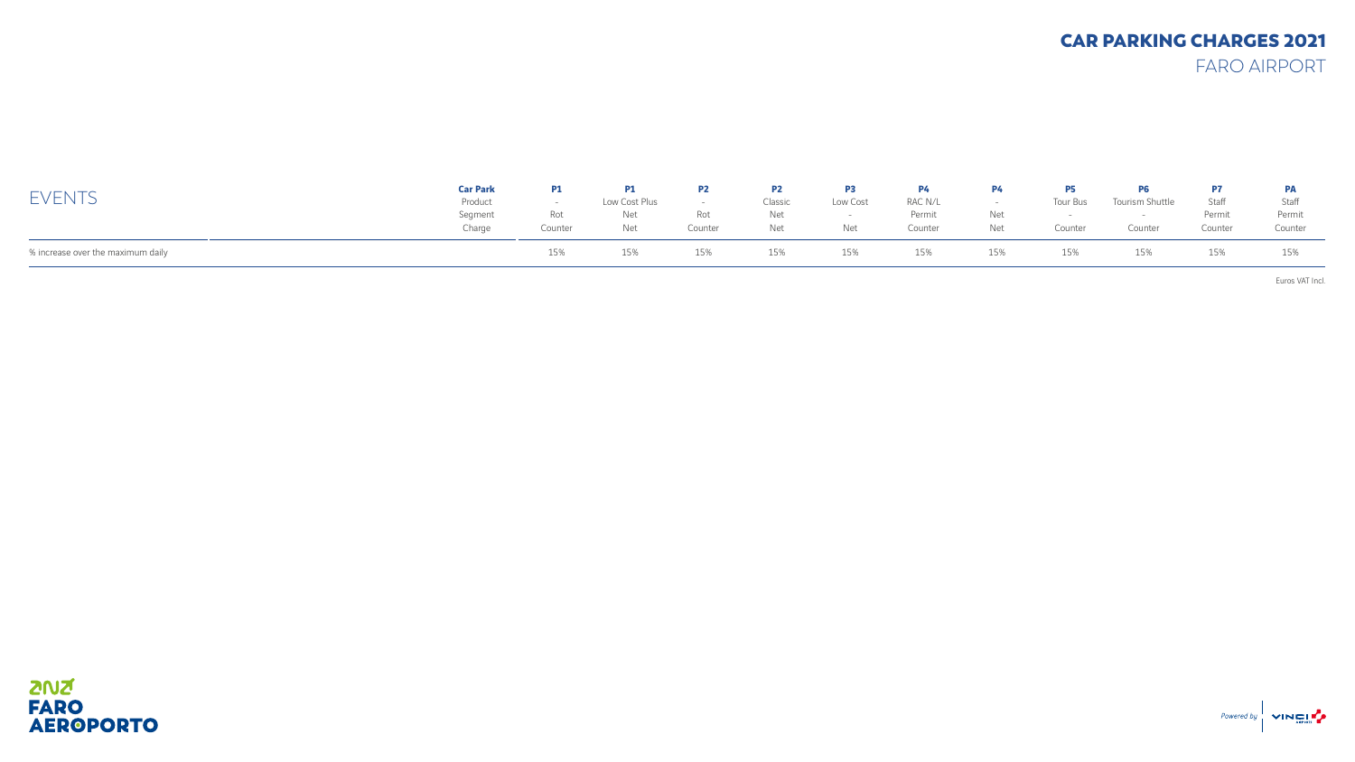# CAR PARKING CHARGES 2021

FARO AIRPORT

## EVENTS

| Car Park | P1 | P1 | P2 | P2 | P3 | P4 | P4 | P5 | P6 | P7 | PA |
|---|---|---|---|---|---|---|---|---|---|---|---|
| Product | - | Low Cost Plus | - | Classic | Low Cost | RAC N/L | - | Tour Bus | Tourism Shuttle | Staff | Staff |
| Segment | Rot | Net | Rot | Net | - | Permit | Net | - | - | Permit | Permit |
| Charge | Counter | Net | Counter | Net | Net | Counter | Net | Counter | Counter | Counter | Counter |
| % increase over the maximum daily | 15% | 15% | 15% | 15% | 15% | 15% | 15% | 15% | 15% | 15% | 15% |

Euros VAT Incl.

ANA FARO AEROPORTO

Powered by VINCI AIRPORTS